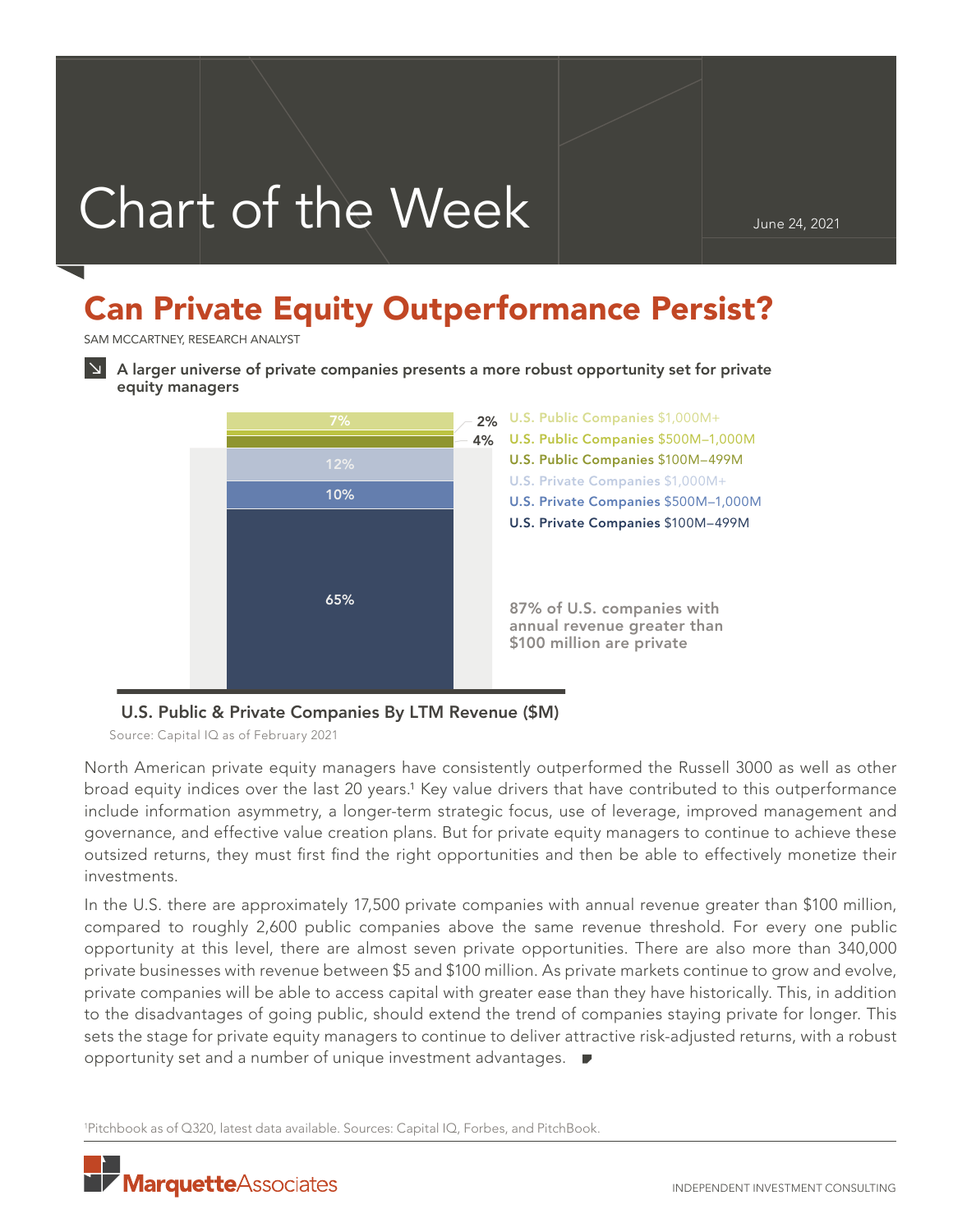# Chart of the Week

June 24, 2021

## Can Private Equity Outperformance Persist?

SAM MCCARTNEY, RESEARCH ANALYST

**A larger universe of private companies presents a more robust opportunity set for private equity managers**

| Category | Share |
|---|---|
| U.S. Public Companies $1,000M+ | 7% |
| U.S. Public Companies $500M–1,000M | 2% |
| U.S. Public Companies $100M–499M | 4% |
| U.S. Private Companies $1,000M+ | 12% |
| U.S. Private Companies $500M–1,000M | 10% |
| U.S. Private Companies $100M–499M | 65% |

87% of U.S. companies with annual revenue greater than $100 million are private

**U.S. Public & Private Companies By LTM Revenue ($M)**

Source: Capital IQ as of February 2021

North American private equity managers have consistently outperformed the Russell 3000 as well as other broad equity indices over the last 20 years.[1] Key value drivers that have contributed to this outperformance include information asymmetry, a longer-term strategic focus, use of leverage, improved management and governance, and effective value creation plans. But for private equity managers to continue to achieve these outsized returns, they must first find the right opportunities and then be able to effectively monetize their investments.

In the U.S. there are approximately 17,500 private companies with annual revenue greater than $100 million, compared to roughly 2,600 public companies above the same revenue threshold. For every one public opportunity at this level, there are almost seven private opportunities. There are also more than 340,000 private businesses with revenue between $5 and $100 million. As private markets continue to grow and evolve, private companies will be able to access capital with greater ease than they have historically. This, in addition to the disadvantages of going public, should extend the trend of companies staying private for longer. This sets the stage for private equity managers to continue to deliver attractive risk-adjusted returns, with a robust opportunity set and a number of unique investment advantages.

[1]Pitchbook as of Q320, latest data available. Sources: Capital IQ, Forbes, and PitchBook.

MarquetteAssociates

INDEPENDENT INVESTMENT CONSULTING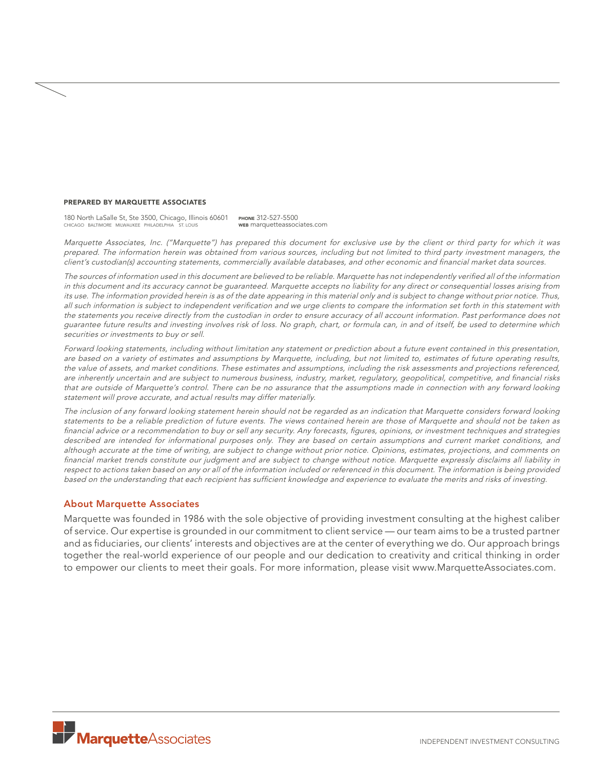**PREPARED BY MARQUETTE ASSOCIATES**

180 North LaSalle St, Ste 3500, Chicago, Illinois 60601
CHICAGO BALTIMORE MILWAUKEE PHILADELPHIA ST. LOUIS

**PHONE** 312-527-5500
**WEB** marquetteassociates.com

*Marquette Associates, Inc. ("Marquette") has prepared this document for exclusive use by the client or third party for which it was prepared. The information herein was obtained from various sources, including but not limited to third party investment managers, the client's custodian(s) accounting statements, commercially available databases, and other economic and financial market data sources.*

*The sources of information used in this document are believed to be reliable. Marquette has not independently verified all of the information in this document and its accuracy cannot be guaranteed. Marquette accepts no liability for any direct or consequential losses arising from its use. The information provided herein is as of the date appearing in this material only and is subject to change without prior notice. Thus, all such information is subject to independent verification and we urge clients to compare the information set forth in this statement with the statements you receive directly from the custodian in order to ensure accuracy of all account information. Past performance does not guarantee future results and investing involves risk of loss. No graph, chart, or formula can, in and of itself, be used to determine which securities or investments to buy or sell.*

*Forward looking statements, including without limitation any statement or prediction about a future event contained in this presentation, are based on a variety of estimates and assumptions by Marquette, including, but not limited to, estimates of future operating results, the value of assets, and market conditions. These estimates and assumptions, including the risk assessments and projections referenced, are inherently uncertain and are subject to numerous business, industry, market, regulatory, geopolitical, competitive, and financial risks that are outside of Marquette's control. There can be no assurance that the assumptions made in connection with any forward looking statement will prove accurate, and actual results may differ materially.*

*The inclusion of any forward looking statement herein should not be regarded as an indication that Marquette considers forward looking statements to be a reliable prediction of future events. The views contained herein are those of Marquette and should not be taken as financial advice or a recommendation to buy or sell any security. Any forecasts, figures, opinions, or investment techniques and strategies described are intended for informational purposes only. They are based on certain assumptions and current market conditions, and although accurate at the time of writing, are subject to change without prior notice. Opinions, estimates, projections, and comments on financial market trends constitute our judgment and are subject to change without notice. Marquette expressly disclaims all liability in respect to actions taken based on any or all of the information included or referenced in this document. The information is being provided based on the understanding that each recipient has sufficient knowledge and experience to evaluate the merits and risks of investing.*

## About Marquette Associates

Marquette was founded in 1986 with the sole objective of providing investment consulting at the highest caliber of service. Our expertise is grounded in our commitment to client service — our team aims to be a trusted partner and as fiduciaries, our clients' interests and objectives are at the center of everything we do. Our approach brings together the real-world experience of our people and our dedication to creativity and critical thinking in order to empower our clients to meet their goals. For more information, please visit www.MarquetteAssociates.com.

MarquetteAssociates

INDEPENDENT INVESTMENT CONSULTING